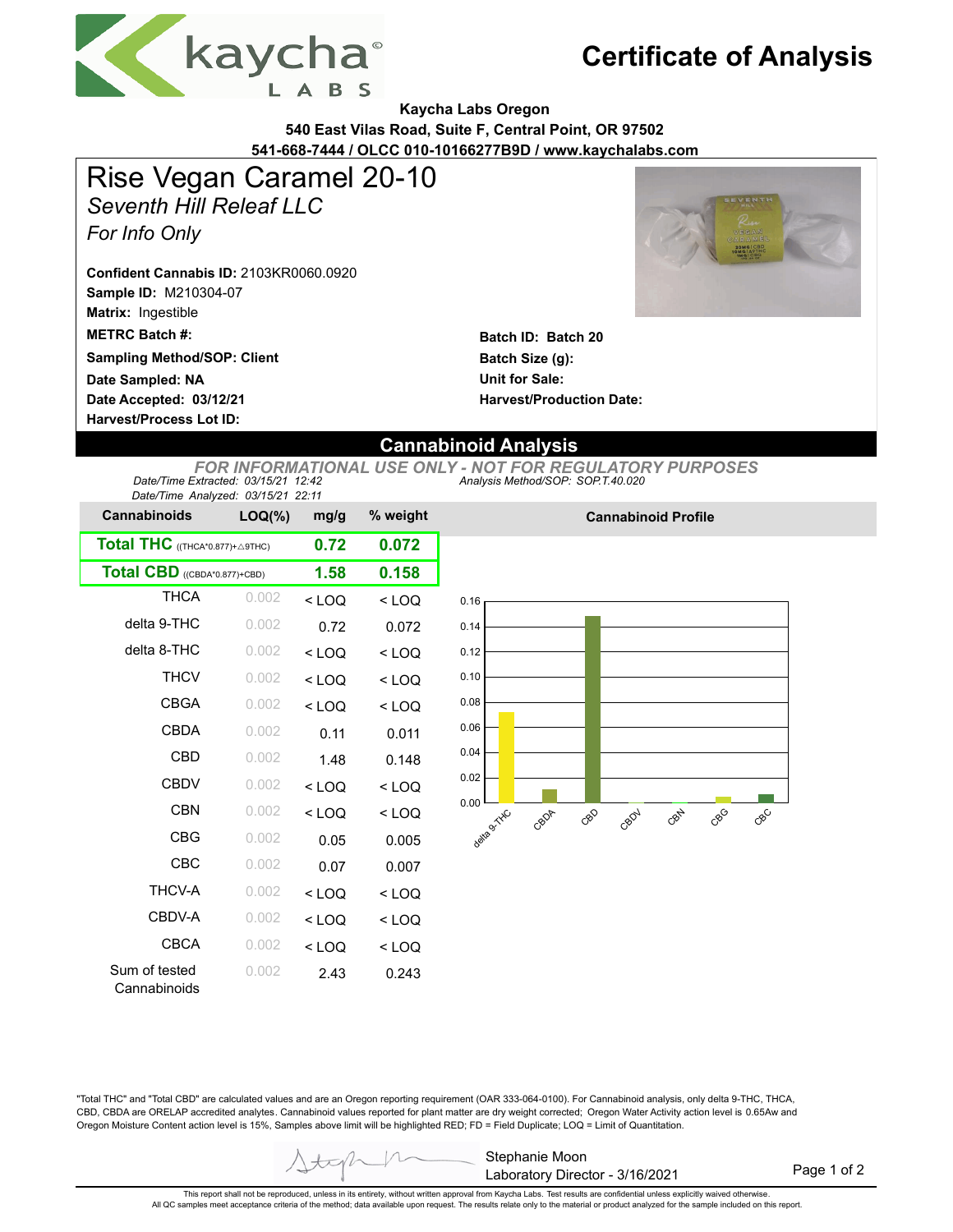# Certificate of Analysis

**Kaycha Labs Oregon**
**540 East Vilas Road, Suite F, Central Point, OR 97502**
**541-668-7444 / OLCC 010-10166277B9D / www.kaychalabs.com**

# Rise Vegan Caramel 20-10

*Seventh Hill Releaf LLC*

*For Info Only*

**Confident Cannabis ID:** 2103KR0060.0920
**Sample ID:** M210304-07
**Matrix:** Ingestible
**METRC Batch #:**
**Sampling Method/SOP: Client**
**Date Sampled: NA**
**Date Accepted: 03/12/21**
**Harvest/Process Lot ID:**

**Batch ID: Batch 20**
**Batch Size (g):**
**Unit for Sale:**
**Harvest/Production Date:**

## Cannabinoid Analysis

*FOR INFORMATIONAL USE ONLY - NOT FOR REGULATORY PURPOSES*

*Date/Time Extracted: 03/15/21 12:42*
*Date/Time Analyzed: 03/15/21 22:11*
*Analysis Method/SOP: SOP.T.40.020*

| Cannabinoids | LOQ(%) | mg/g | % weight |
|---|---|---|---|
| **Total THC** ((THCA*0.877)+△9THC) | | **0.72** | **0.072** |
| **Total CBD** ((CBDA*0.877)+CBD) | | **1.58** | **0.158** |
| THCA | 0.002 | < LOQ | < LOQ |
| delta 9-THC | 0.002 | 0.72 | 0.072 |
| delta 8-THC | 0.002 | < LOQ | < LOQ |
| THCV | 0.002 | < LOQ | < LOQ |
| CBGA | 0.002 | < LOQ | < LOQ |
| CBDA | 0.002 | 0.11 | 0.011 |
| CBD | 0.002 | 1.48 | 0.148 |
| CBDV | 0.002 | < LOQ | < LOQ |
| CBN | 0.002 | < LOQ | < LOQ |
| CBG | 0.002 | 0.05 | 0.005 |
| CBC | 0.002 | 0.07 | 0.007 |
| THCV-A | 0.002 | < LOQ | < LOQ |
| CBDV-A | 0.002 | < LOQ | < LOQ |
| CBCA | 0.002 | < LOQ | < LOQ |
| Sum of tested Cannabinoids | 0.002 | 2.43 | 0.243 |

**Cannabinoid Profile**

0.16
0.14
0.12
0.10
0.08
0.06
0.04
0.02
0.00
delta 9-THC
CBDA
CBD
CBDV
CBN
CBG
CBC

"Total THC" and "Total CBD" are calculated values and are an Oregon reporting requirement (OAR 333-064-0100). For Cannabinoid analysis, only delta 9-THC, THCA, CBD, CBDA are ORELAP accredited analytes. Cannabinoid values reported for plant matter are dry weight corrected; Oregon Water Activity action level is 0.65Aw and Oregon Moisture Content action level is 15%, Samples above limit will be highlighted RED; FD = Field Duplicate; LOQ = Limit of Quantitation.

Stephanie Moon
Laboratory Director - 3/16/2021

This report shall not be reproduced, unless in its entirety, without written approval from Kaycha Labs. Test results are confidential unless explicitly waived otherwise.
All QC samples meet acceptance criteria of the method; data available upon request. The results relate only to the material or product analyzed for the sample included on this report.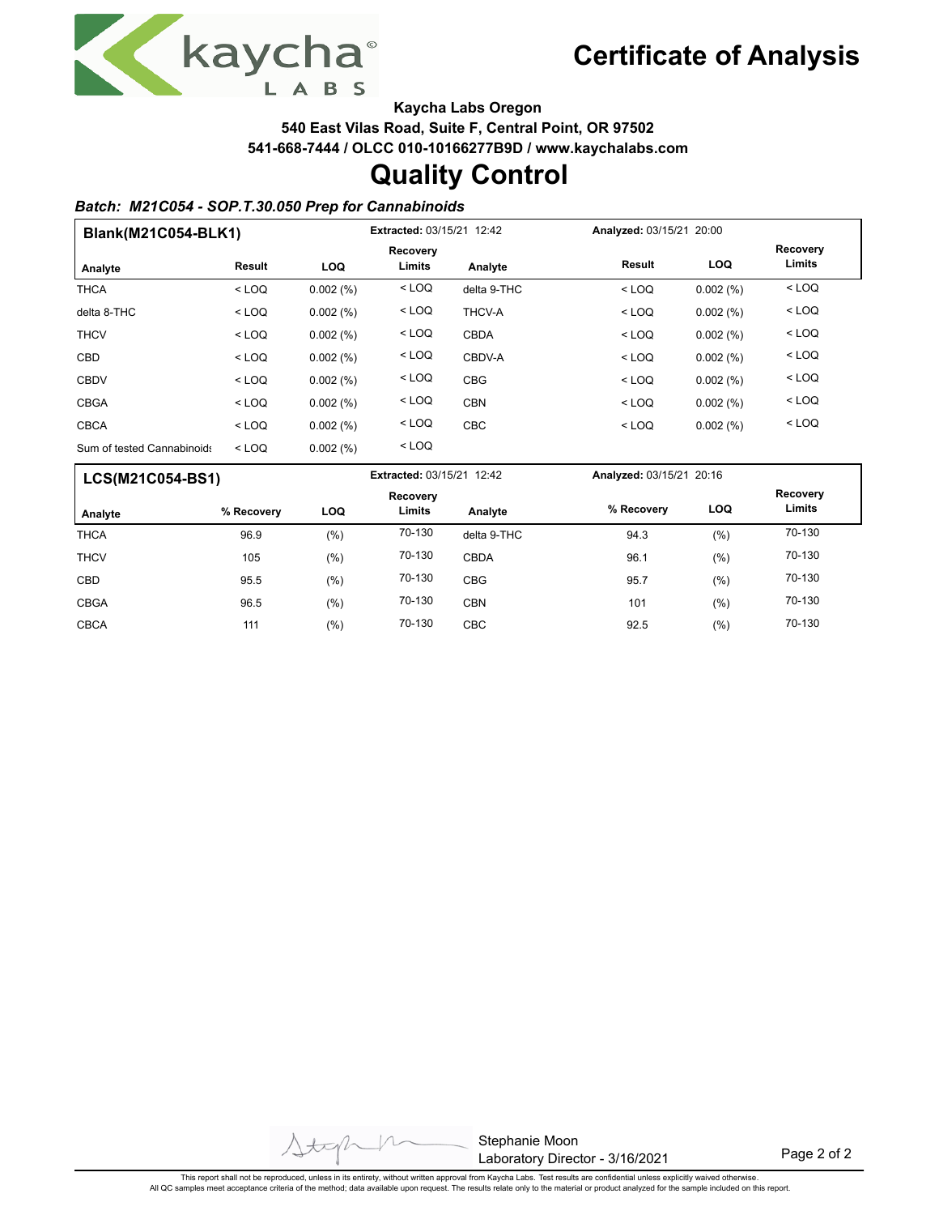# Certificate of Analysis

**Kaycha Labs Oregon**
**540 East Vilas Road, Suite F, Central Point, OR 97502**
**541-668-7444 / OLCC 010-10166277B9D / www.kaychalabs.com**

# Quality Control

***Batch: M21C054 - SOP.T.30.050 Prep for Cannabinoids***

**Blank(M21C054-BLK1)** — **Extracted:** 03/15/21 12:42 — **Analyzed:** 03/15/21 20:00

| Analyte | Result | LOQ | Recovery Limits | Analyte | Result | LOQ | Recovery Limits |
|---|---|---|---|---|---|---|---|
| THCA | < LOQ | 0.002 (%) | < LOQ | delta 9-THC | < LOQ | 0.002 (%) | < LOQ |
| delta 8-THC | < LOQ | 0.002 (%) | < LOQ | THCV-A | < LOQ | 0.002 (%) | < LOQ |
| THCV | < LOQ | 0.002 (%) | < LOQ | CBDA | < LOQ | 0.002 (%) | < LOQ |
| CBD | < LOQ | 0.002 (%) | < LOQ | CBDV-A | < LOQ | 0.002 (%) | < LOQ |
| CBDV | < LOQ | 0.002 (%) | < LOQ | CBG | < LOQ | 0.002 (%) | < LOQ |
| CBGA | < LOQ | 0.002 (%) | < LOQ | CBN | < LOQ | 0.002 (%) | < LOQ |
| CBCA | < LOQ | 0.002 (%) | < LOQ | CBC | < LOQ | 0.002 (%) | < LOQ |
| Sum of tested Cannabinoids | < LOQ | 0.002 (%) | < LOQ | | | | |

**LCS(M21C054-BS1)** — **Extracted:** 03/15/21 12:42 — **Analyzed:** 03/15/21 20:16

| Analyte | % Recovery | LOQ | Recovery Limits | Analyte | % Recovery | LOQ | Recovery Limits |
|---|---|---|---|---|---|---|---|
| THCA | 96.9 | (%) | 70-130 | delta 9-THC | 94.3 | (%) | 70-130 |
| THCV | 105 | (%) | 70-130 | CBDA | 96.1 | (%) | 70-130 |
| CBD | 95.5 | (%) | 70-130 | CBG | 95.7 | (%) | 70-130 |
| CBGA | 96.5 | (%) | 70-130 | CBN | 101 | (%) | 70-130 |
| CBCA | 111 | (%) | 70-130 | CBC | 92.5 | (%) | 70-130 |

Stephanie Moon
Laboratory Director - 3/16/2021

This report shall not be reproduced, unless in its entirety, without written approval from Kaycha Labs. Test results are confidential unless explicitly waived otherwise.
All QC samples meet acceptance criteria of the method; data available upon request. The results relate only to the material or product analyzed for the sample included on this report.